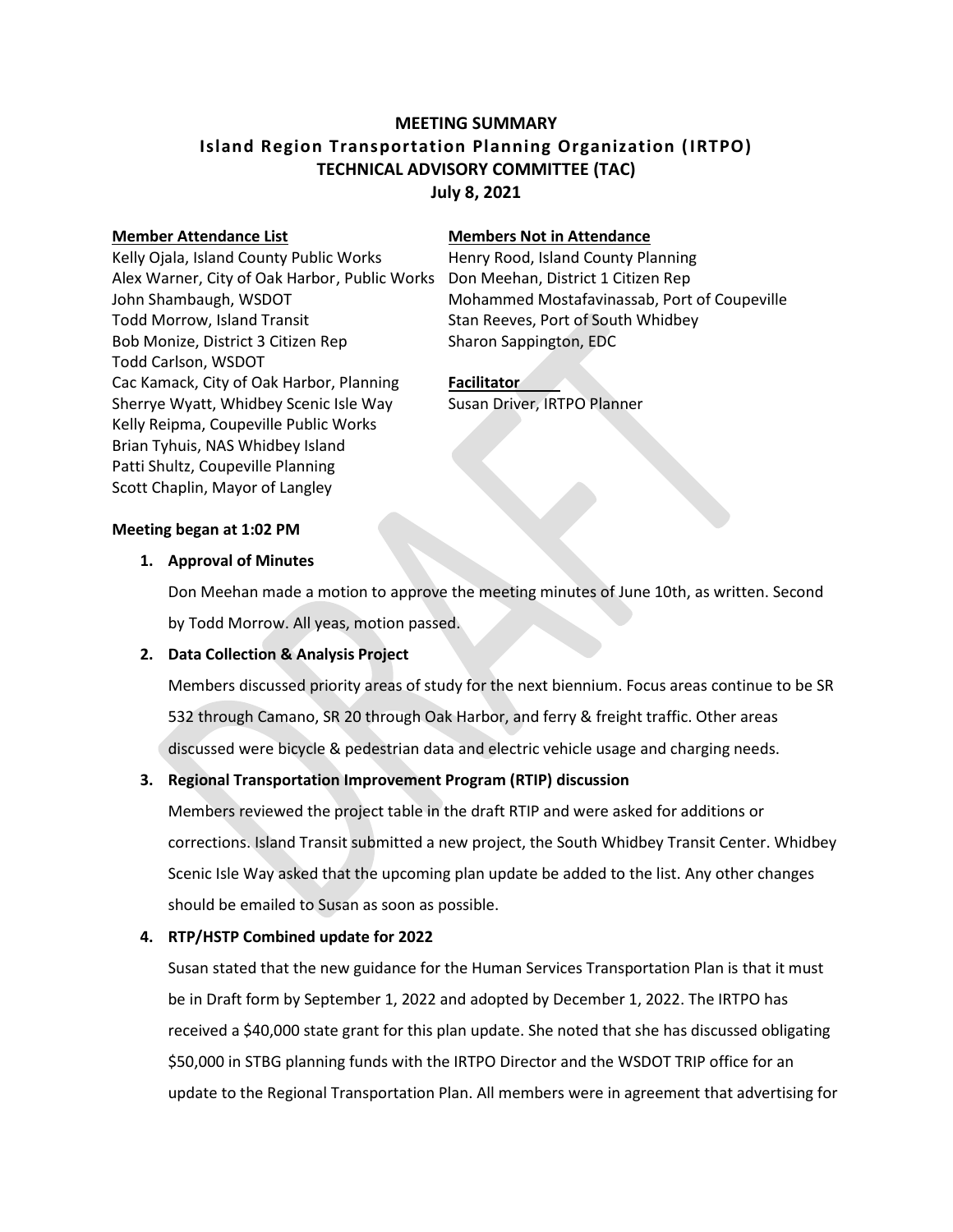# MEETING SUMMARY
## Island Region Transportation Planning Organization (IRTPO)
## TECHNICAL ADVISORY COMMITTEE (TAC)
## July 8, 2021

**Member Attendance List**

Kelly Ojala, Island County Public Works
Alex Warner, City of Oak Harbor, Public Works
John Shambaugh, WSDOT
Todd Morrow, Island Transit
Bob Monize, District 3 Citizen Rep
Todd Carlson, WSDOT
Cac Kamack, City of Oak Harbor, Planning
Sherrye Wyatt, Whidbey Scenic Isle Way
Kelly Reipma, Coupeville Public Works
Brian Tyhuis, NAS Whidbey Island
Patti Shultz, Coupeville Planning
Scott Chaplin, Mayor of Langley

**Members Not in Attendance**

Henry Rood, Island County Planning
Don Meehan, District 1 Citizen Rep
Mohammed Mostafavinassab, Port of Coupeville
Stan Reeves, Port of South Whidbey
Sharon Sappington, EDC

**Facilitator**

Susan Driver, IRTPO Planner

**Meeting began at 1:02 PM**

1. **Approval of Minutes**

   Don Meehan made a motion to approve the meeting minutes of June 10th, as written. Second by Todd Morrow. All yeas, motion passed.

2. **Data Collection & Analysis Project**

   Members discussed priority areas of study for the next biennium. Focus areas continue to be SR 532 through Camano, SR 20 through Oak Harbor, and ferry & freight traffic. Other areas discussed were bicycle & pedestrian data and electric vehicle usage and charging needs.

3. **Regional Transportation Improvement Program (RTIP) discussion**

   Members reviewed the project table in the draft RTIP and were asked for additions or corrections. Island Transit submitted a new project, the South Whidbey Transit Center. Whidbey Scenic Isle Way asked that the upcoming plan update be added to the list. Any other changes should be emailed to Susan as soon as possible.

4. **RTP/HSTP Combined update for 2022**

   Susan stated that the new guidance for the Human Services Transportation Plan is that it must be in Draft form by September 1, 2022 and adopted by December 1, 2022. The IRTPO has received a $40,000 state grant for this plan update. She noted that she has discussed obligating $50,000 in STBG planning funds with the IRTPO Director and the WSDOT TRIP office for an update to the Regional Transportation Plan. All members were in agreement that advertising for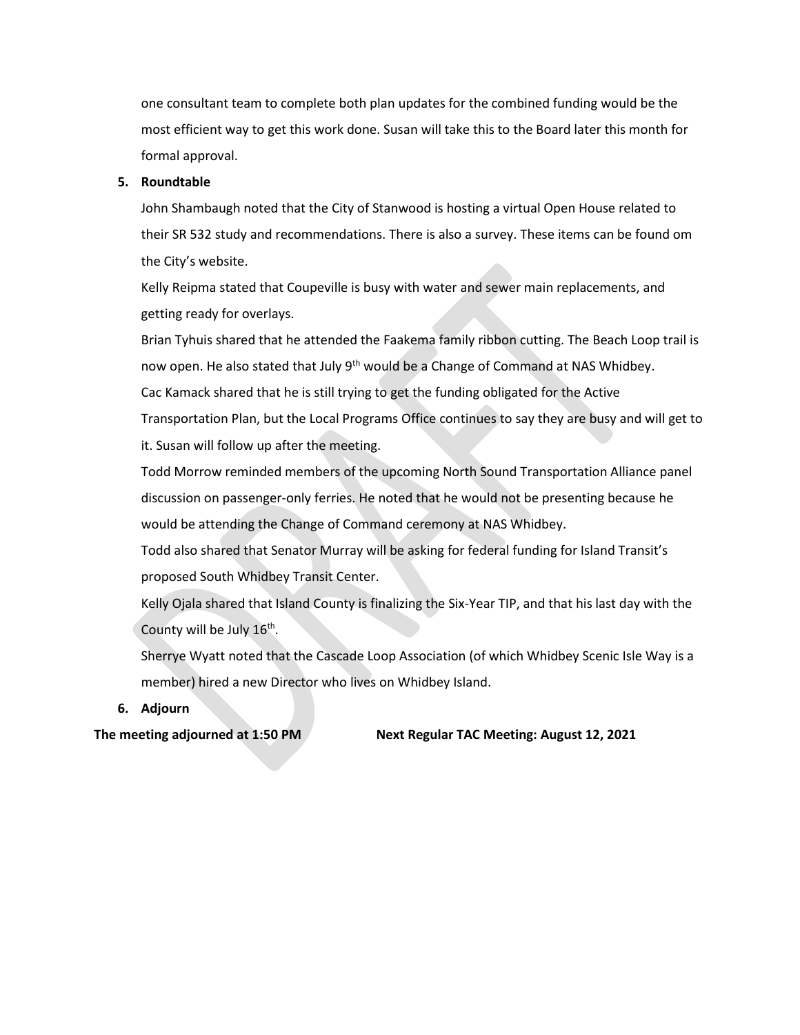one consultant team to complete both plan updates for the combined funding would be the most efficient way to get this work done. Susan will take this to the Board later this month for formal approval.

5. **Roundtable**

   John Shambaugh noted that the City of Stanwood is hosting a virtual Open House related to their SR 532 study and recommendations. There is also a survey. These items can be found om the City's website.

   Kelly Reipma stated that Coupeville is busy with water and sewer main replacements, and getting ready for overlays.

   Brian Tyhuis shared that he attended the Faakema family ribbon cutting. The Beach Loop trail is now open. He also stated that July 9th would be a Change of Command at NAS Whidbey.

   Cac Kamack shared that he is still trying to get the funding obligated for the Active Transportation Plan, but the Local Programs Office continues to say they are busy and will get to it. Susan will follow up after the meeting.

   Todd Morrow reminded members of the upcoming North Sound Transportation Alliance panel discussion on passenger-only ferries. He noted that he would not be presenting because he would be attending the Change of Command ceremony at NAS Whidbey.

   Todd also shared that Senator Murray will be asking for federal funding for Island Transit's proposed South Whidbey Transit Center.

   Kelly Ojala shared that Island County is finalizing the Six-Year TIP, and that his last day with the County will be July 16th.

   Sherrye Wyatt noted that the Cascade Loop Association (of which Whidbey Scenic Isle Way is a member) hired a new Director who lives on Whidbey Island.

6. **Adjourn**

**The meeting adjourned at 1:50 PM** **Next Regular TAC Meeting: August 12, 2021**